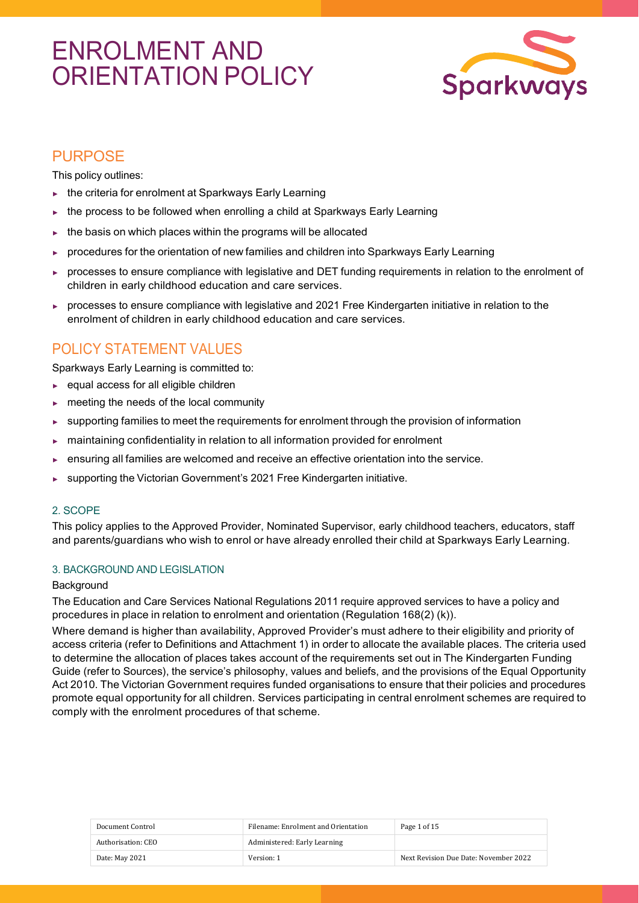# ENROLMENT AND ORIENTATION POLICY

## PURPOSE

This policy outlines:

- the criteria for enrolment at Sparkways Early Learning
- the process to be followed when enrolling a child at Sparkways Early Learning
- the basis on which places within the programs will be allocated
- procedures for the orientation of new families and children into Sparkways Early Learning
- processes to ensure compliance with legislative and DET funding requirements in relation to the enrolment of children in early childhood education and care services.
- processes to ensure compliance with legislative and 2021 Free Kindergarten initiative in relation to the enrolment of children in early childhood education and care services.

## POLICY STATEMENT VALUES

Sparkways Early Learning is committed to:

- equal access for all eligible children
- meeting the needs of the local community
- supporting families to meet the requirements for enrolment through the provision of information
- maintaining confidentiality in relation to all information provided for enrolment
- ensuring all families are welcomed and receive an effective orientation into the service.
- supporting the Victorian Government's 2021 Free Kindergarten initiative.

### 2. SCOPE

This policy applies to the Approved Provider, Nominated Supervisor, early childhood teachers, educators, staff and parents/guardians who wish to enrol or have already enrolled their child at Sparkways Early Learning.

### 3. BACKGROUND AND LEGISLATION

Background

The Education and Care Services National Regulations 2011 require approved services to have a policy and procedures in place in relation to enrolment and orientation (Regulation 168(2) (k)).

Where demand is higher than availability, Approved Provider's must adhere to their eligibility and priority of access criteria (refer to Definitions and Attachment 1) in order to allocate the available places. The criteria used to determine the allocation of places takes account of the requirements set out in The Kindergarten Funding Guide (refer to Sources), the service's philosophy, values and beliefs, and the provisions of the Equal Opportunity Act 2010. The Victorian Government requires funded organisations to ensure that their policies and procedures promote equal opportunity for all children. Services participating in central enrolment schemes are required to comply with the enrolment procedures of that scheme.

| Document Control | Filename: Enrolment and Orientation | |
| --- | --- | --- |
| Authorisation: CEO | Administered: Early Learning | |
| Date: May 2021 | Version: 1 | Next Revision Due Date: November 2022 |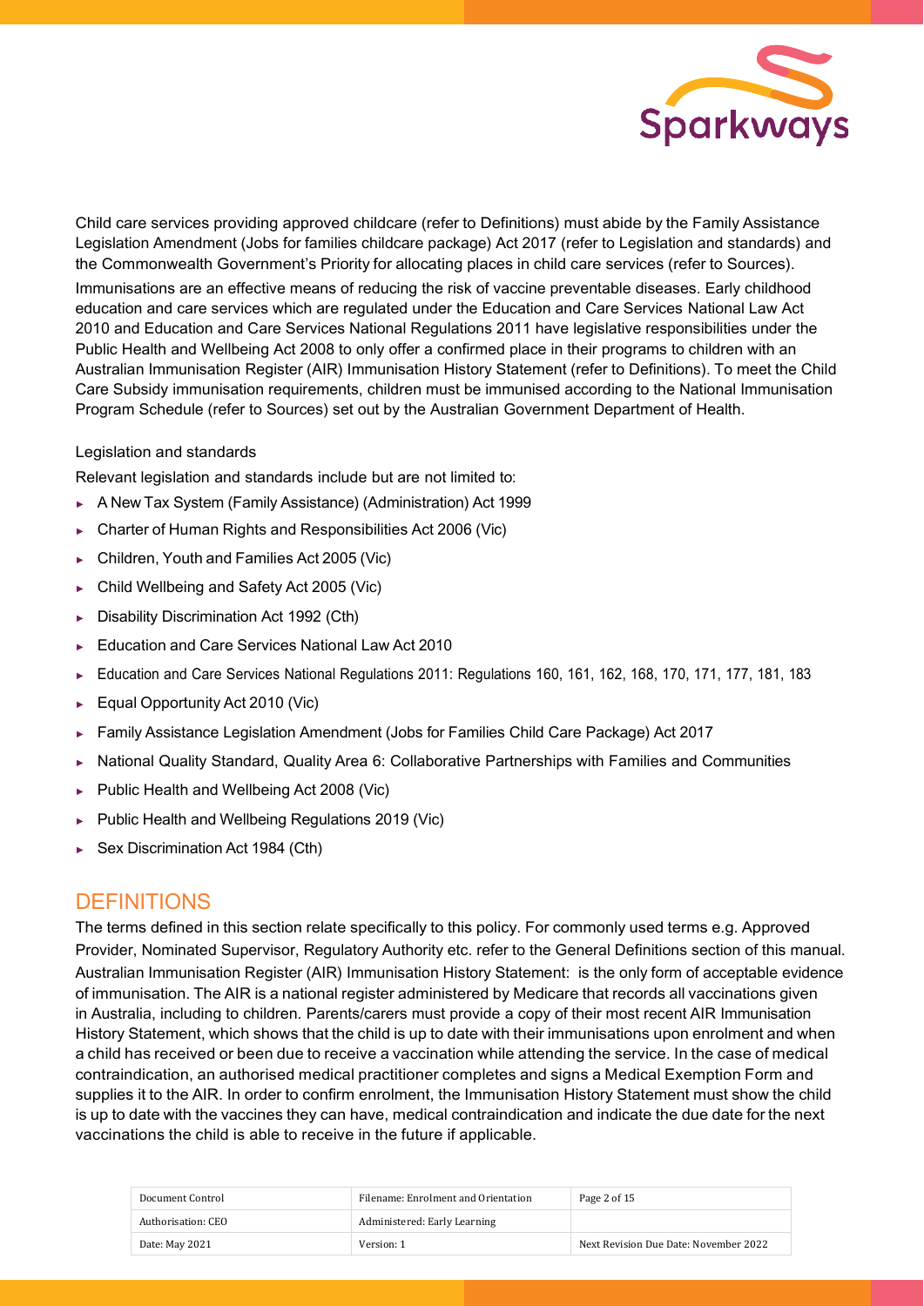Child care services providing approved childcare (refer to Definitions) must abide by the Family Assistance Legislation Amendment (Jobs for families childcare package) Act 2017 (refer to Legislation and standards) and the Commonwealth Government's Priority for allocating places in child care services (refer to Sources).

Immunisations are an effective means of reducing the risk of vaccine preventable diseases. Early childhood education and care services which are regulated under the Education and Care Services National Law Act 2010 and Education and Care Services National Regulations 2011 have legislative responsibilities under the Public Health and Wellbeing Act 2008 to only offer a confirmed place in their programs to children with an Australian Immunisation Register (AIR) Immunisation History Statement (refer to Definitions). To meet the Child Care Subsidy immunisation requirements, children must be immunised according to the National Immunisation Program Schedule (refer to Sources) set out by the Australian Government Department of Health.

Legislation and standards

Relevant legislation and standards include but are not limited to:

- A New Tax System (Family Assistance) (Administration) Act 1999
- Charter of Human Rights and Responsibilities Act 2006 (Vic)
- Children, Youth and Families Act 2005 (Vic)
- Child Wellbeing and Safety Act 2005 (Vic)
- Disability Discrimination Act 1992 (Cth)
- Education and Care Services National Law Act 2010
- Education and Care Services National Regulations 2011: Regulations 160, 161, 162, 168, 170, 171, 177, 181, 183
- Equal Opportunity Act 2010 (Vic)
- Family Assistance Legislation Amendment (Jobs for Families Child Care Package) Act 2017
- National Quality Standard, Quality Area 6: Collaborative Partnerships with Families and Communities
- Public Health and Wellbeing Act 2008 (Vic)
- Public Health and Wellbeing Regulations 2019 (Vic)
- Sex Discrimination Act 1984 (Cth)

## DEFINITIONS

The terms defined in this section relate specifically to this policy. For commonly used terms e.g. Approved Provider, Nominated Supervisor, Regulatory Authority etc. refer to the General Definitions section of this manual.

Australian Immunisation Register (AIR) Immunisation History Statement: is the only form of acceptable evidence of immunisation. The AIR is a national register administered by Medicare that records all vaccinations given in Australia, including to children. Parents/carers must provide a copy of their most recent AIR Immunisation History Statement, which shows that the child is up to date with their immunisations upon enrolment and when a child has received or been due to receive a vaccination while attending the service. In the case of medical contraindication, an authorised medical practitioner completes and signs a Medical Exemption Form and supplies it to the AIR. In order to confirm enrolment, the Immunisation History Statement must show the child is up to date with the vaccines they can have, medical contraindication and indicate the due date for the next vaccinations the child is able to receive in the future if applicable.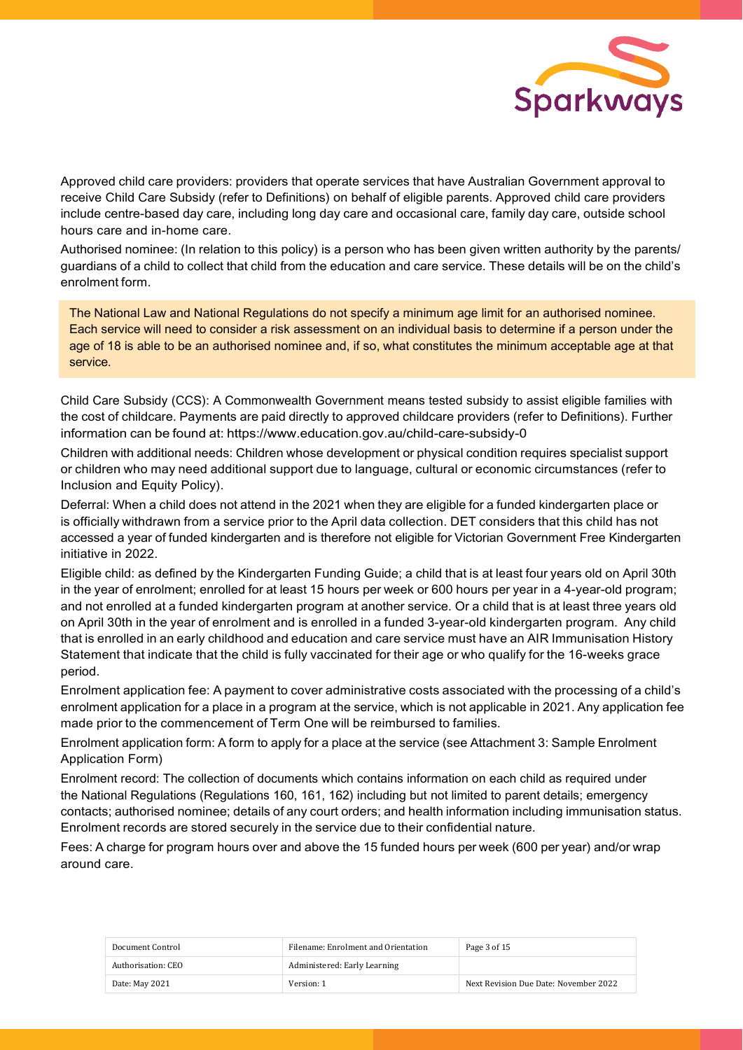Approved child care providers: providers that operate services that have Australian Government approval to receive Child Care Subsidy (refer to Definitions) on behalf of eligible parents. Approved child care providers include centre-based day care, including long day care and occasional care, family day care, outside school hours care and in-home care.

Authorised nominee: (In relation to this policy) is a person who has been given written authority by the parents/ guardians of a child to collect that child from the education and care service. These details will be on the child's enrolment form.

> The National Law and National Regulations do not specify a minimum age limit for an authorised nominee. Each service will need to consider a risk assessment on an individual basis to determine if a person under the age of 18 is able to be an authorised nominee and, if so, what constitutes the minimum acceptable age at that service.

Child Care Subsidy (CCS): A Commonwealth Government means tested subsidy to assist eligible families with the cost of childcare. Payments are paid directly to approved childcare providers (refer to Definitions). Further information can be found at: https://www.education.gov.au/child-care-subsidy-0

Children with additional needs: Children whose development or physical condition requires specialist support or children who may need additional support due to language, cultural or economic circumstances (refer to Inclusion and Equity Policy).

Deferral: When a child does not attend in the 2021 when they are eligible for a funded kindergarten place or is officially withdrawn from a service prior to the April data collection. DET considers that this child has not accessed a year of funded kindergarten and is therefore not eligible for Victorian Government Free Kindergarten initiative in 2022.

Eligible child: as defined by the Kindergarten Funding Guide; a child that is at least four years old on April 30th in the year of enrolment; enrolled for at least 15 hours per week or 600 hours per year in a 4-year-old program; and not enrolled at a funded kindergarten program at another service. Or a child that is at least three years old on April 30th in the year of enrolment and is enrolled in a funded 3-year-old kindergarten program. Any child that is enrolled in an early childhood and education and care service must have an AIR Immunisation History Statement that indicate that the child is fully vaccinated for their age or who qualify for the 16-weeks grace period.

Enrolment application fee: A payment to cover administrative costs associated with the processing of a child's enrolment application for a place in a program at the service, which is not applicable in 2021. Any application fee made prior to the commencement of Term One will be reimbursed to families.

Enrolment application form: A form to apply for a place at the service (see Attachment 3: Sample Enrolment Application Form)

Enrolment record: The collection of documents which contains information on each child as required under the National Regulations (Regulations 160, 161, 162) including but not limited to parent details; emergency contacts; authorised nominee; details of any court orders; and health information including immunisation status. Enrolment records are stored securely in the service due to their confidential nature.

Fees: A charge for program hours over and above the 15 funded hours per week (600 per year) and/or wrap around care.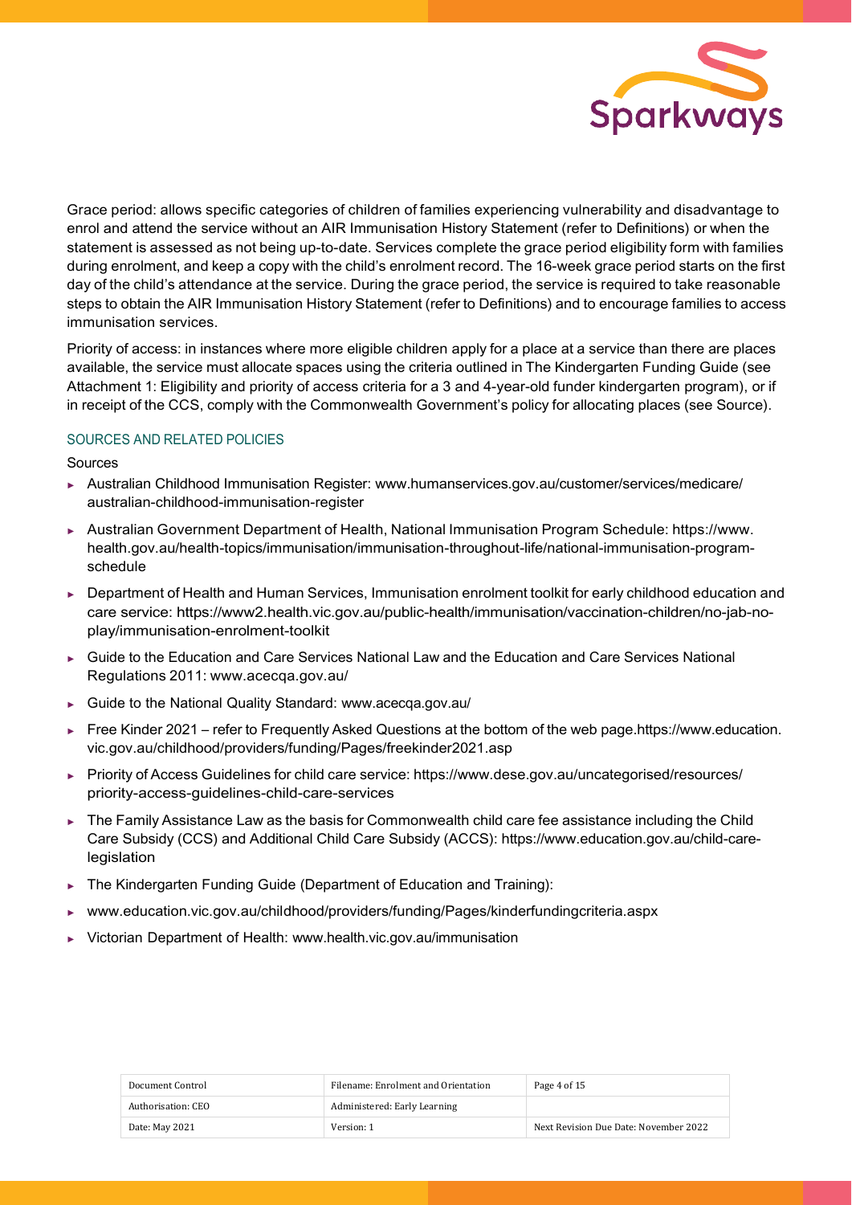Grace period: allows specific categories of children of families experiencing vulnerability and disadvantage to enrol and attend the service without an AIR Immunisation History Statement (refer to Definitions) or when the statement is assessed as not being up-to-date. Services complete the grace period eligibility form with families during enrolment, and keep a copy with the child's enrolment record. The 16-week grace period starts on the first day of the child's attendance at the service. During the grace period, the service is required to take reasonable steps to obtain the AIR Immunisation History Statement (refer to Definitions) and to encourage families to access immunisation services.

Priority of access: in instances where more eligible children apply for a place at a service than there are places available, the service must allocate spaces using the criteria outlined in The Kindergarten Funding Guide (see Attachment 1: Eligibility and priority of access criteria for a 3 and 4-year-old funder kindergarten program), or if in receipt of the CCS, comply with the Commonwealth Government's policy for allocating places (see Source).

## SOURCES AND RELATED POLICIES

Sources

- Australian Childhood Immunisation Register: www.humanservices.gov.au/customer/services/medicare/australian-childhood-immunisation-register
- Australian Government Department of Health, National Immunisation Program Schedule: https://www.health.gov.au/health-topics/immunisation/immunisation-throughout-life/national-immunisation-program-schedule
- Department of Health and Human Services, Immunisation enrolment toolkit for early childhood education and care service: https://www2.health.vic.gov.au/public-health/immunisation/vaccination-children/no-jab-no-play/immunisation-enrolment-toolkit
- Guide to the Education and Care Services National Law and the Education and Care Services National Regulations 2011: www.acecqa.gov.au/
- Guide to the National Quality Standard: www.acecqa.gov.au/
- Free Kinder 2021 – refer to Frequently Asked Questions at the bottom of the web page.https://www.education.vic.gov.au/childhood/providers/funding/Pages/freekinder2021.asp
- Priority of Access Guidelines for child care service: https://www.dese.gov.au/uncategorised/resources/priority-access-guidelines-child-care-services
- The Family Assistance Law as the basis for Commonwealth child care fee assistance including the Child Care Subsidy (CCS) and Additional Child Care Subsidy (ACCS): https://www.education.gov.au/child-care-legislation
- The Kindergarten Funding Guide (Department of Education and Training):
- www.education.vic.gov.au/childhood/providers/funding/Pages/kinderfundingcriteria.aspx
- Victorian Department of Health: www.health.vic.gov.au/immunisation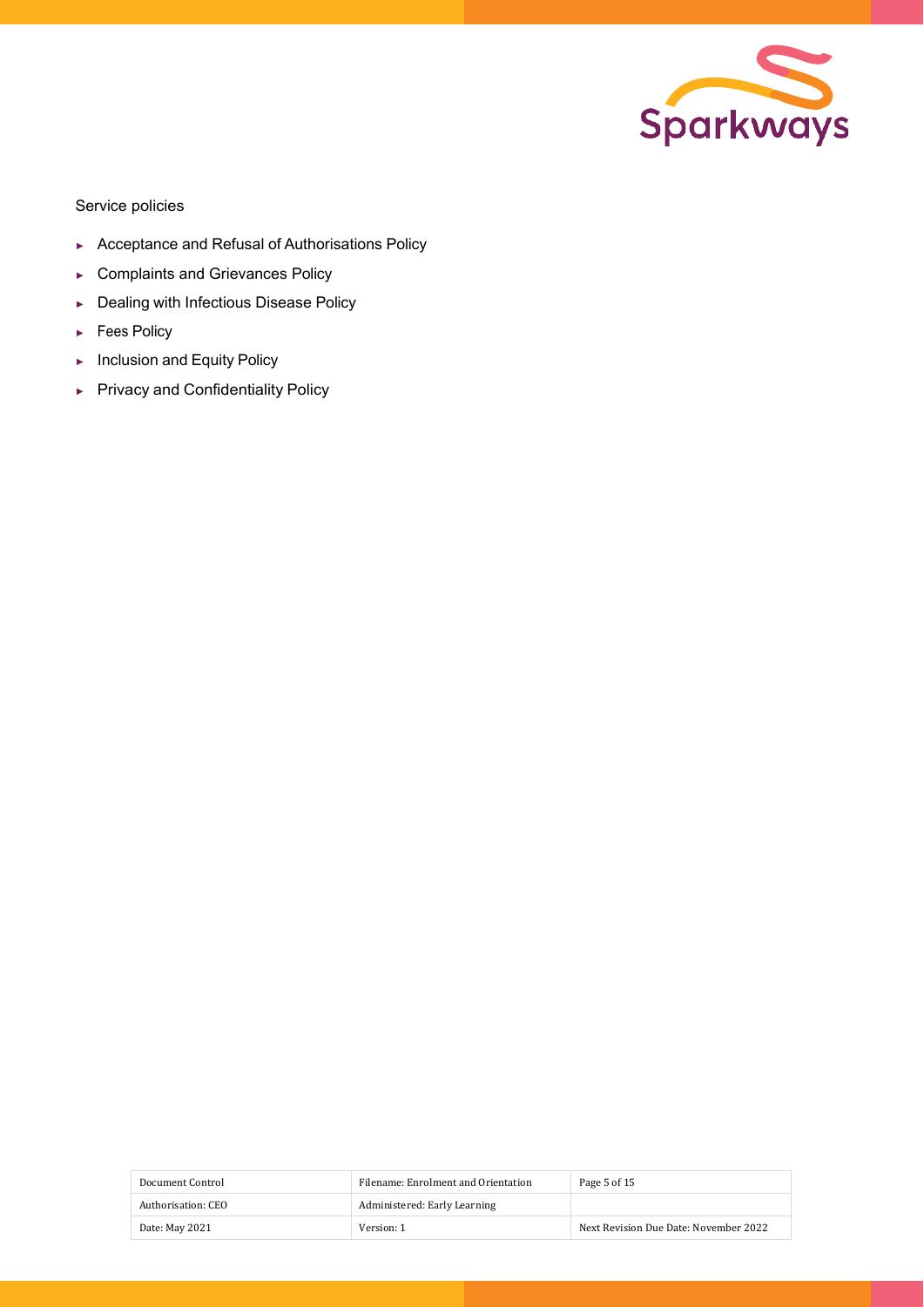Service policies

- Acceptance and Refusal of Authorisations Policy
- Complaints and Grievances Policy
- Dealing with Infectious Disease Policy
- Fees Policy
- Inclusion and Equity Policy
- Privacy and Confidentiality Policy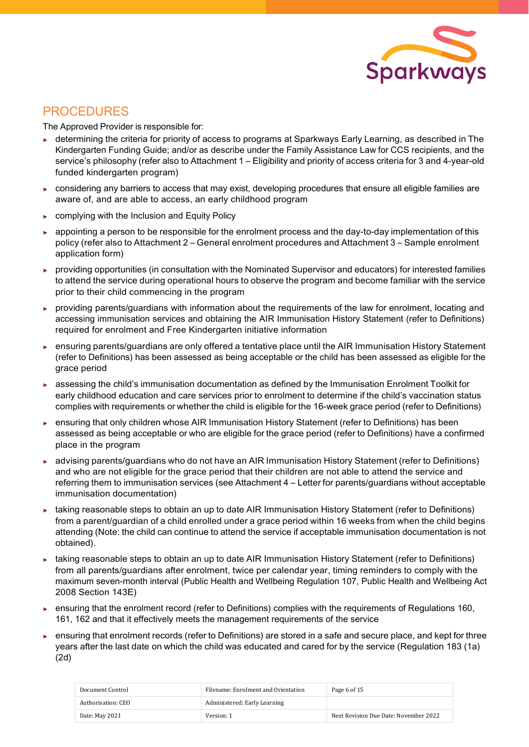## PROCEDURES

The Approved Provider is responsible for:

- determining the criteria for priority of access to programs at Sparkways Early Learning, as described in The Kindergarten Funding Guide; and/or as describe under the Family Assistance Law for CCS recipients, and the service's philosophy (refer also to Attachment 1 – Eligibility and priority of access criteria for 3 and 4-year-old funded kindergarten program)
- considering any barriers to access that may exist, developing procedures that ensure all eligible families are aware of, and are able to access, an early childhood program
- complying with the Inclusion and Equity Policy
- appointing a person to be responsible for the enrolment process and the day-to-day implementation of this policy (refer also to Attachment 2 – General enrolment procedures and Attachment 3 – Sample enrolment application form)
- providing opportunities (in consultation with the Nominated Supervisor and educators) for interested families to attend the service during operational hours to observe the program and become familiar with the service prior to their child commencing in the program
- providing parents/guardians with information about the requirements of the law for enrolment, locating and accessing immunisation services and obtaining the AIR Immunisation History Statement (refer to Definitions) required for enrolment and Free Kindergarten initiative information
- ensuring parents/guardians are only offered a tentative place until the AIR Immunisation History Statement (refer to Definitions) has been assessed as being acceptable or the child has been assessed as eligible for the grace period
- assessing the child's immunisation documentation as defined by the Immunisation Enrolment Toolkit for early childhood education and care services prior to enrolment to determine if the child's vaccination status complies with requirements or whether the child is eligible for the 16-week grace period (refer to Definitions)
- ensuring that only children whose AIR Immunisation History Statement (refer to Definitions) has been assessed as being acceptable or who are eligible for the grace period (refer to Definitions) have a confirmed place in the program
- advising parents/guardians who do not have an AIR Immunisation History Statement (refer to Definitions) and who are not eligible for the grace period that their children are not able to attend the service and referring them to immunisation services (see Attachment 4 – Letter for parents/guardians without acceptable immunisation documentation)
- taking reasonable steps to obtain an up to date AIR Immunisation History Statement (refer to Definitions) from a parent/guardian of a child enrolled under a grace period within 16 weeks from when the child begins attending (Note: the child can continue to attend the service if acceptable immunisation documentation is not obtained).
- taking reasonable steps to obtain an up to date AIR Immunisation History Statement (refer to Definitions) from all parents/guardians after enrolment, twice per calendar year, timing reminders to comply with the maximum seven-month interval (Public Health and Wellbeing Regulation 107, Public Health and Wellbeing Act 2008 Section 143E)
- ensuring that the enrolment record (refer to Definitions) complies with the requirements of Regulations 160, 161, 162 and that it effectively meets the management requirements of the service
- ensuring that enrolment records (refer to Definitions) are stored in a safe and secure place, and kept for three years after the last date on which the child was educated and cared for by the service (Regulation 183 (1a) (2d)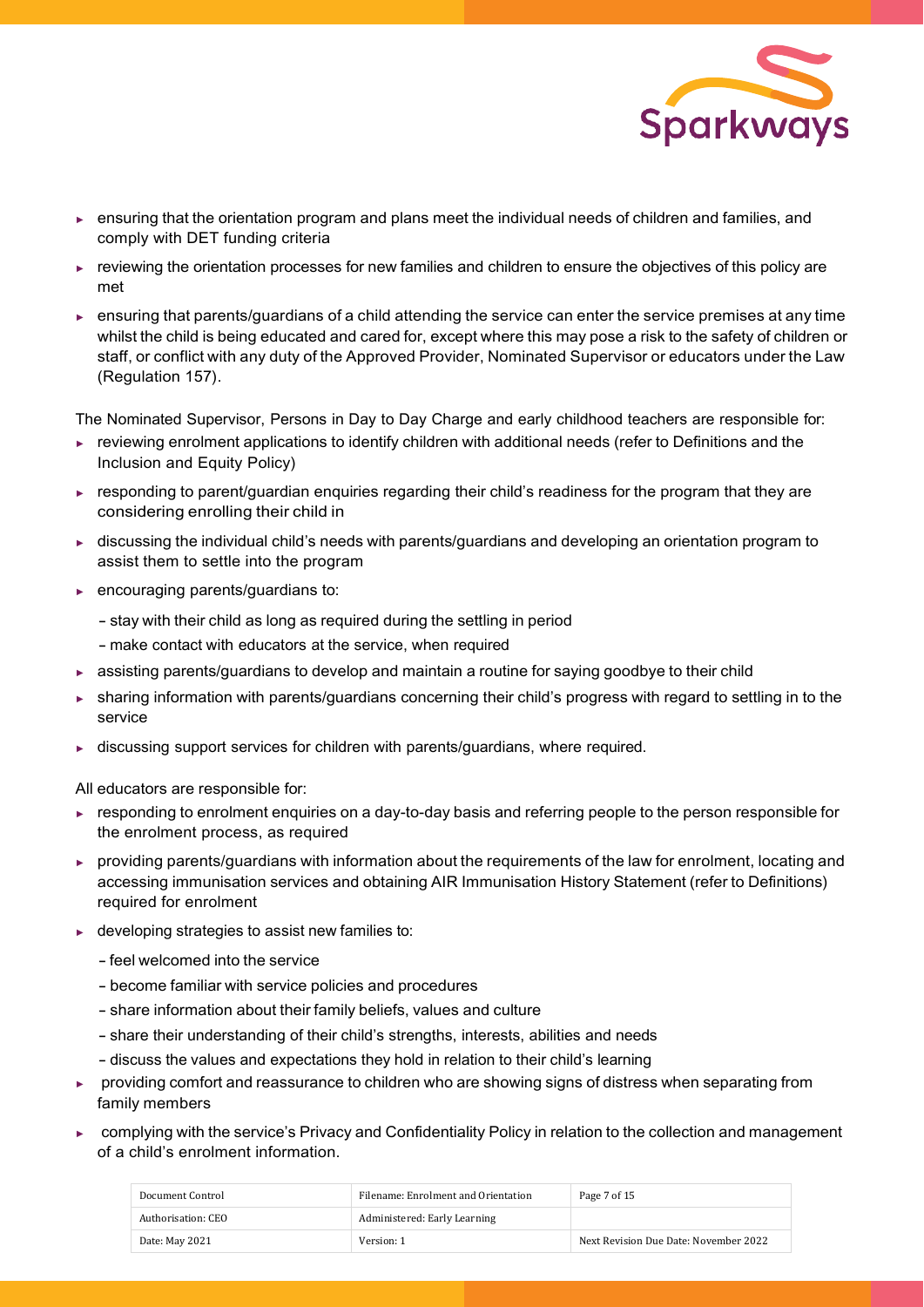- ensuring that the orientation program and plans meet the individual needs of children and families, and comply with DET funding criteria
- reviewing the orientation processes for new families and children to ensure the objectives of this policy are met
- ensuring that parents/guardians of a child attending the service can enter the service premises at any time whilst the child is being educated and cared for, except where this may pose a risk to the safety of children or staff, or conflict with any duty of the Approved Provider, Nominated Supervisor or educators under the Law (Regulation 157).

The Nominated Supervisor, Persons in Day to Day Charge and early childhood teachers are responsible for:

- reviewing enrolment applications to identify children with additional needs (refer to Definitions and the Inclusion and Equity Policy)
- responding to parent/guardian enquiries regarding their child's readiness for the program that they are considering enrolling their child in
- discussing the individual child's needs with parents/guardians and developing an orientation program to assist them to settle into the program
- encouraging parents/guardians to:
  - stay with their child as long as required during the settling in period
  - make contact with educators at the service, when required
- assisting parents/guardians to develop and maintain a routine for saying goodbye to their child
- sharing information with parents/guardians concerning their child's progress with regard to settling in to the service
- discussing support services for children with parents/guardians, where required.

All educators are responsible for:

- responding to enrolment enquiries on a day-to-day basis and referring people to the person responsible for the enrolment process, as required
- providing parents/guardians with information about the requirements of the law for enrolment, locating and accessing immunisation services and obtaining AIR Immunisation History Statement (refer to Definitions) required for enrolment
- developing strategies to assist new families to:
  - feel welcomed into the service
  - become familiar with service policies and procedures
  - share information about their family beliefs, values and culture
  - share their understanding of their child's strengths, interests, abilities and needs
  - discuss the values and expectations they hold in relation to their child's learning
- providing comfort and reassurance to children who are showing signs of distress when separating from family members
- complying with the service's Privacy and Confidentiality Policy in relation to the collection and management of a child's enrolment information.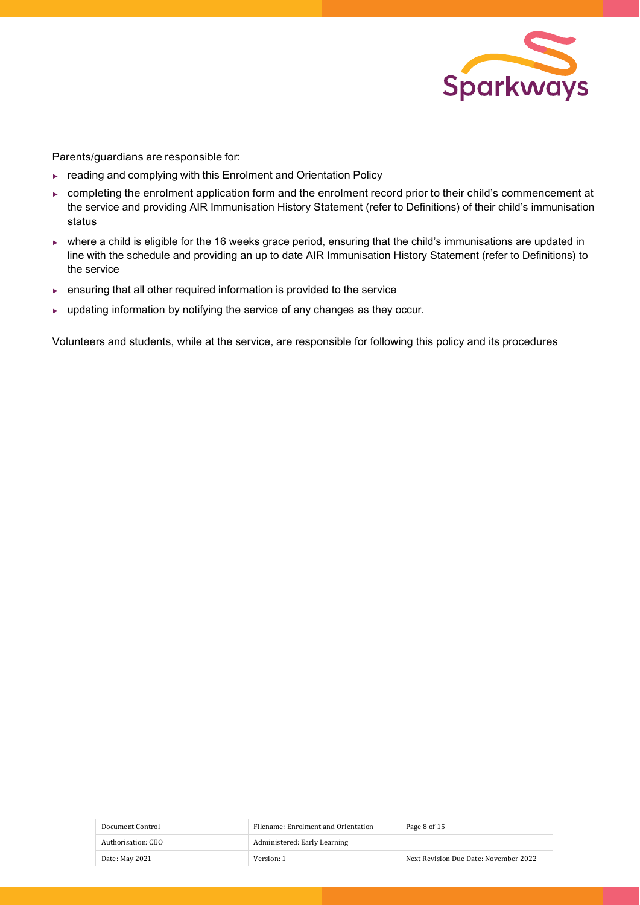Parents/guardians are responsible for:

- reading and complying with this Enrolment and Orientation Policy
- completing the enrolment application form and the enrolment record prior to their child's commencement at the service and providing AIR Immunisation History Statement (refer to Definitions) of their child's immunisation status
- where a child is eligible for the 16 weeks grace period, ensuring that the child's immunisations are updated in line with the schedule and providing an up to date AIR Immunisation History Statement (refer to Definitions) to the service
- ensuring that all other required information is provided to the service
- updating information by notifying the service of any changes as they occur.

Volunteers and students, while at the service, are responsible for following this policy and its procedures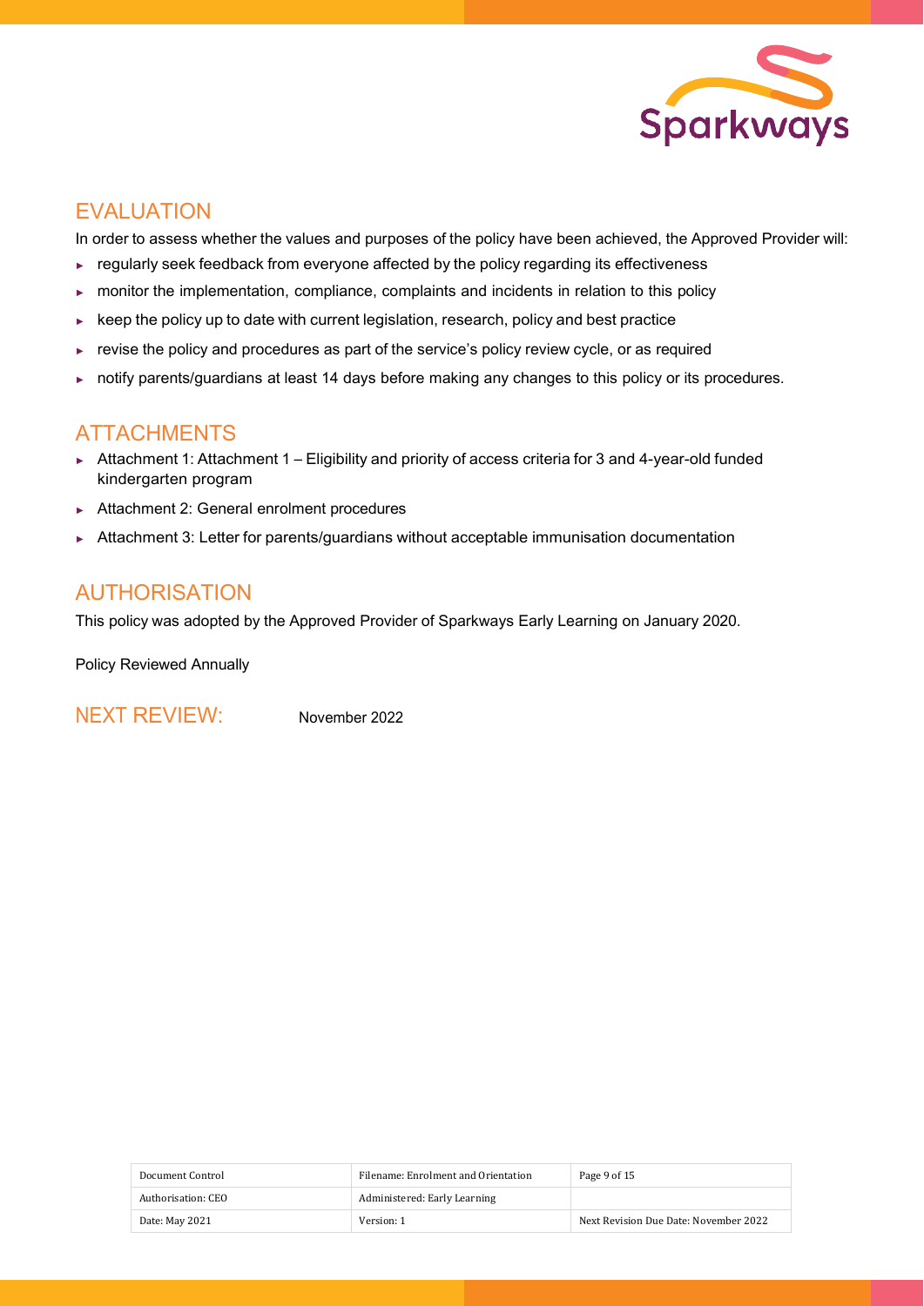## EVALUATION

In order to assess whether the values and purposes of the policy have been achieved, the Approved Provider will:

- regularly seek feedback from everyone affected by the policy regarding its effectiveness
- monitor the implementation, compliance, complaints and incidents in relation to this policy
- keep the policy up to date with current legislation, research, policy and best practice
- revise the policy and procedures as part of the service's policy review cycle, or as required
- notify parents/guardians at least 14 days before making any changes to this policy or its procedures.

## ATTACHMENTS

- Attachment 1: Attachment 1 – Eligibility and priority of access criteria for 3 and 4-year-old funded kindergarten program
- Attachment 2: General enrolment procedures
- Attachment 3: Letter for parents/guardians without acceptable immunisation documentation

## AUTHORISATION

This policy was adopted by the Approved Provider of Sparkways Early Learning on January 2020.

Policy Reviewed Annually

## NEXT REVIEW: November 2022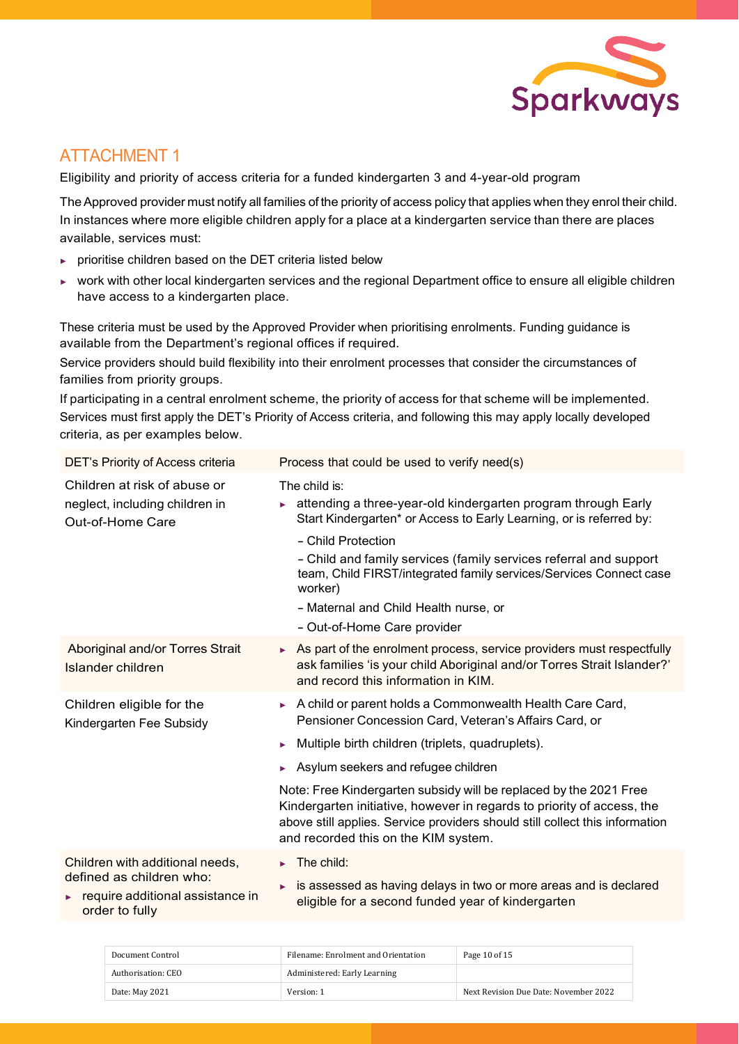## ATTACHMENT 1

Eligibility and priority of access criteria for a funded kindergarten 3 and 4-year-old program

The Approved provider must notify all families of the priority of access policy that applies when they enrol their child. In instances where more eligible children apply for a place at a kindergarten service than there are places available, services must:

- prioritise children based on the DET criteria listed below
- work with other local kindergarten services and the regional Department office to ensure all eligible children have access to a kindergarten place.

These criteria must be used by the Approved Provider when prioritising enrolments. Funding guidance is available from the Department's regional offices if required.

Service providers should build flexibility into their enrolment processes that consider the circumstances of families from priority groups.

If participating in a central enrolment scheme, the priority of access for that scheme will be implemented. Services must first apply the DET's Priority of Access criteria, and following this may apply locally developed criteria, as per examples below.

| DET's Priority of Access criteria | Process that could be used to verify need(s) |
|---|---|
| Children at risk of abuse or neglect, including children in Out-of-Home Care | The child is:<br>► attending a three-year-old kindergarten program through Early Start Kindergarten* or Access to Early Learning, or is referred by:<br>- Child Protection<br>- Child and family services (family services referral and support team, Child FIRST/integrated family services/Services Connect case worker)<br>- Maternal and Child Health nurse, or<br>- Out-of-Home Care provider |
| Aboriginal and/or Torres Strait Islander children | ► As part of the enrolment process, service providers must respectfully ask families 'is your child Aboriginal and/or Torres Strait Islander?' and record this information in KIM. |
| Children eligible for the Kindergarten Fee Subsidy | ► A child or parent holds a Commonwealth Health Care Card, Pensioner Concession Card, Veteran's Affairs Card, or<br>► Multiple birth children (triplets, quadruplets).<br>► Asylum seekers and refugee children<br>Note: Free Kindergarten subsidy will be replaced by the 2021 Free Kindergarten initiative, however in regards to priority of access, the above still applies. Service providers should still collect this information and recorded this on the KIM system. |
| Children with additional needs, defined as children who:<br>► require additional assistance in order to fully | ► The child:<br>► is assessed as having delays in two or more areas and is declared eligible for a second funded year of kindergarten |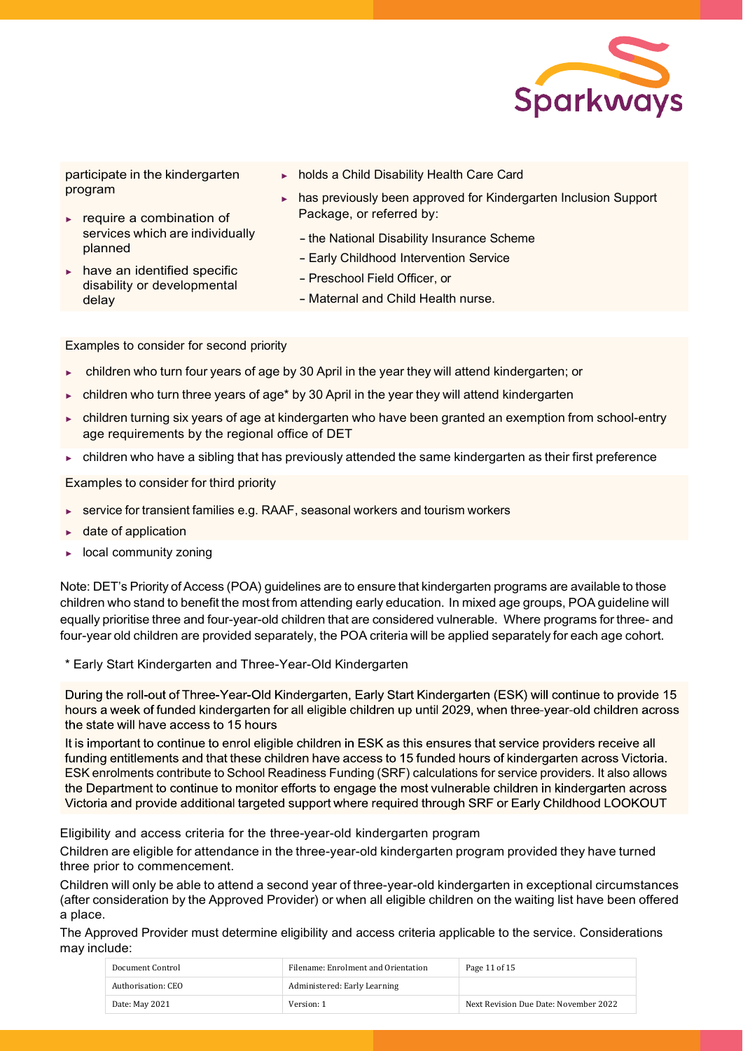participate in the kindergarten program

- require a combination of services which are individually planned
- have an identified specific disability or developmental delay

- holds a Child Disability Health Care Card
- has previously been approved for Kindergarten Inclusion Support Package, or referred by:
  - the National Disability Insurance Scheme
  - Early Childhood Intervention Service
  - Preschool Field Officer, or
  - Maternal and Child Health nurse.

Examples to consider for second priority

- children who turn four years of age by 30 April in the year they will attend kindergarten; or
- children who turn three years of age* by 30 April in the year they will attend kindergarten
- children turning six years of age at kindergarten who have been granted an exemption from school-entry age requirements by the regional office of DET
- children who have a sibling that has previously attended the same kindergarten as their first preference

Examples to consider for third priority

- service for transient families e.g. RAAF, seasonal workers and tourism workers
- date of application
- local community zoning

Note: DET's Priority of Access (POA) guidelines are to ensure that kindergarten programs are available to those children who stand to benefit the most from attending early education. In mixed age groups, POA guideline will equally prioritise three and four-year-old children that are considered vulnerable. Where programs for three- and four-year old children are provided separately, the POA criteria will be applied separately for each age cohort.

\* Early Start Kindergarten and Three-Year-Old Kindergarten

During the roll-out of Three-Year-Old Kindergarten, Early Start Kindergarten (ESK) will continue to provide 15 hours a week of funded kindergarten for all eligible children up until 2029, when three-year-old children across the state will have access to 15 hours

It is important to continue to enrol eligible children in ESK as this ensures that service providers receive all funding entitlements and that these children have access to 15 funded hours of kindergarten across Victoria. ESK enrolments contribute to School Readiness Funding (SRF) calculations for service providers. It also allows the Department to continue to monitor efforts to engage the most vulnerable children in kindergarten across Victoria and provide additional targeted support where required through SRF or Early Childhood LOOKOUT

Eligibility and access criteria for the three-year-old kindergarten program

Children are eligible for attendance in the three-year-old kindergarten program provided they have turned three prior to commencement.

Children will only be able to attend a second year of three-year-old kindergarten in exceptional circumstances (after consideration by the Approved Provider) or when all eligible children on the waiting list have been offered a place.

The Approved Provider must determine eligibility and access criteria applicable to the service. Considerations may include:

| Document Control | Filename: Enrolment and Orientation | |
|---|---|---|
| Authorisation: CEO | Administered: Early Learning | |
| Date: May 2021 | Version: 1 | Next Revision Due Date: November 2022 |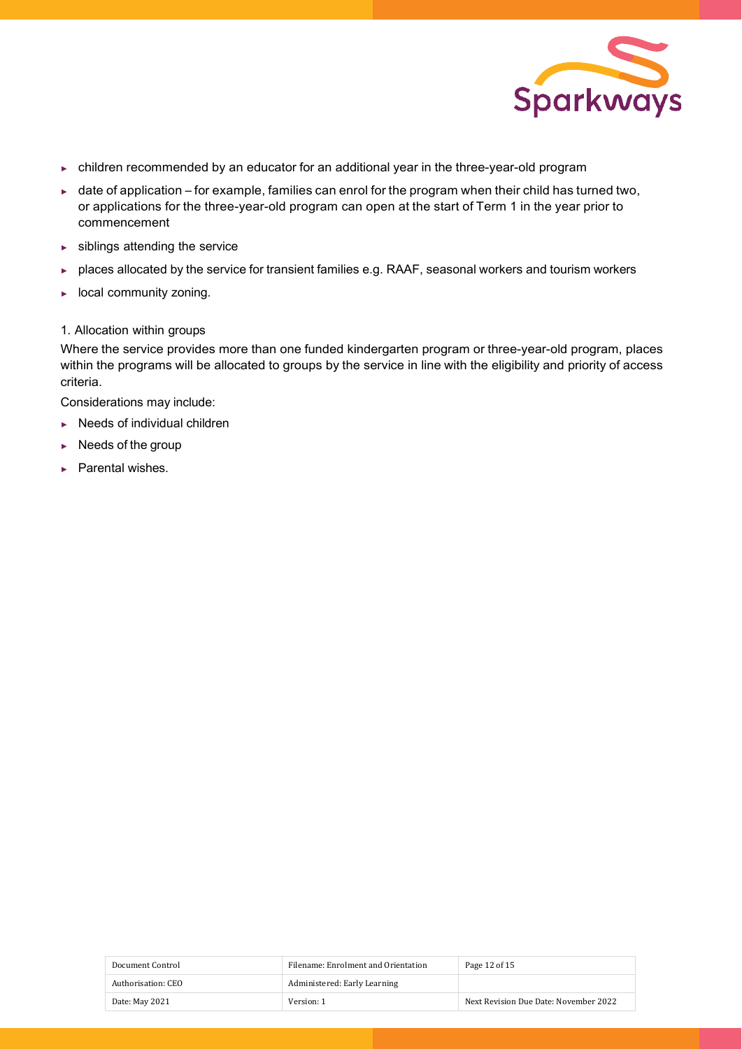- children recommended by an educator for an additional year in the three-year-old program
- date of application – for example, families can enrol for the program when their child has turned two, or applications for the three-year-old program can open at the start of Term 1 in the year prior to commencement
- siblings attending the service
- places allocated by the service for transient families e.g. RAAF, seasonal workers and tourism workers
- local community zoning.

1. Allocation within groups

Where the service provides more than one funded kindergarten program or three-year-old program, places within the programs will be allocated to groups by the service in line with the eligibility and priority of access criteria.

Considerations may include:

- Needs of individual children
- Needs of the group
- Parental wishes.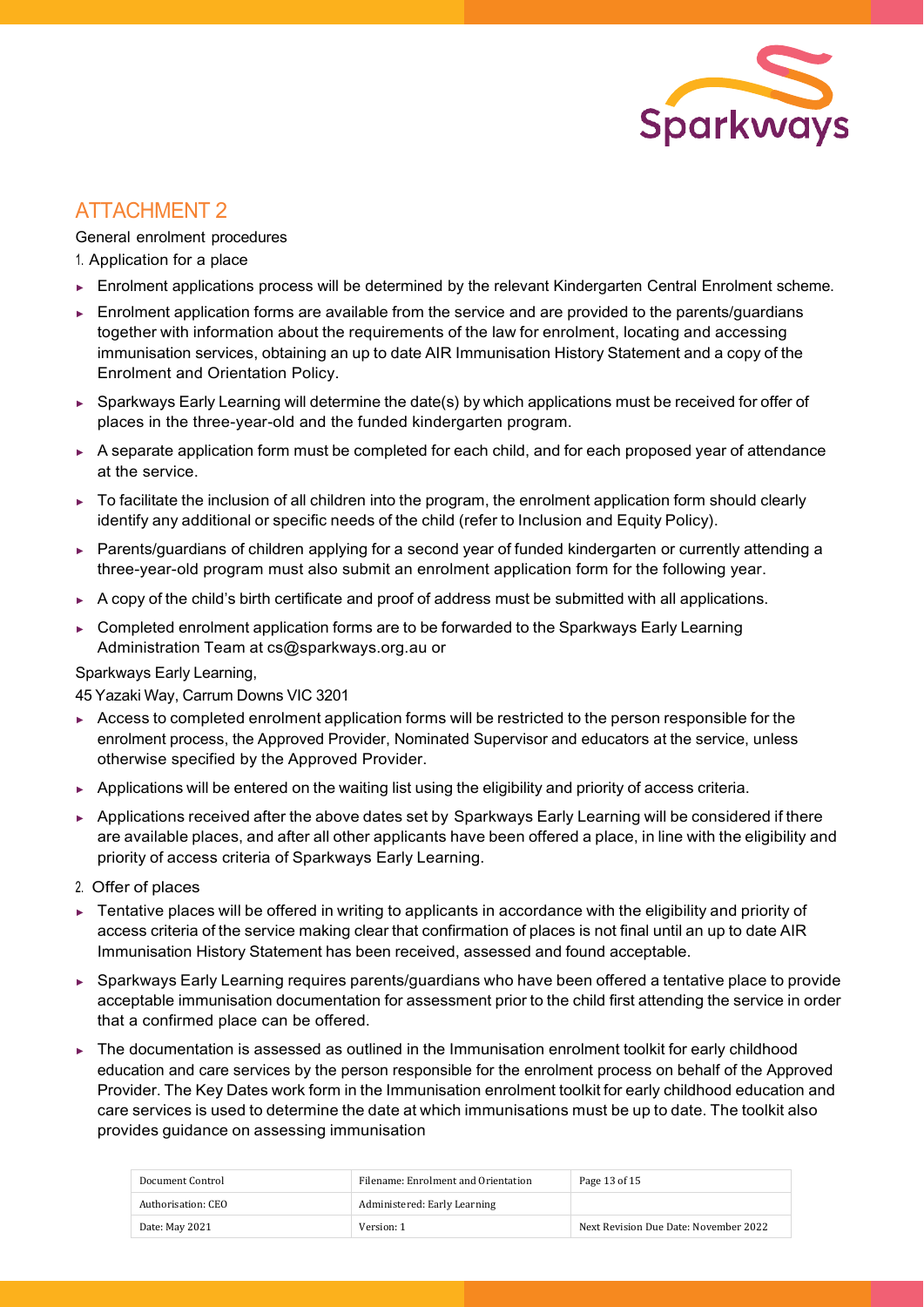## ATTACHMENT 2

General enrolment procedures

1. Application for a place

- Enrolment applications process will be determined by the relevant Kindergarten Central Enrolment scheme.
- Enrolment application forms are available from the service and are provided to the parents/guardians together with information about the requirements of the law for enrolment, locating and accessing immunisation services, obtaining an up to date AIR Immunisation History Statement and a copy of the Enrolment and Orientation Policy.
- Sparkways Early Learning will determine the date(s) by which applications must be received for offer of places in the three-year-old and the funded kindergarten program.
- A separate application form must be completed for each child, and for each proposed year of attendance at the service.
- To facilitate the inclusion of all children into the program, the enrolment application form should clearly identify any additional or specific needs of the child (refer to Inclusion and Equity Policy).
- Parents/guardians of children applying for a second year of funded kindergarten or currently attending a three-year-old program must also submit an enrolment application form for the following year.
- A copy of the child's birth certificate and proof of address must be submitted with all applications.
- Completed enrolment application forms are to be forwarded to the Sparkways Early Learning Administration Team at cs@sparkways.org.au or

Sparkways Early Learning,

45 Yazaki Way, Carrum Downs VIC 3201

- Access to completed enrolment application forms will be restricted to the person responsible for the enrolment process, the Approved Provider, Nominated Supervisor and educators at the service, unless otherwise specified by the Approved Provider.
- Applications will be entered on the waiting list using the eligibility and priority of access criteria.
- Applications received after the above dates set by Sparkways Early Learning will be considered if there are available places, and after all other applicants have been offered a place, in line with the eligibility and priority of access criteria of Sparkways Early Learning.

2. Offer of places

- Tentative places will be offered in writing to applicants in accordance with the eligibility and priority of access criteria of the service making clear that confirmation of places is not final until an up to date AIR Immunisation History Statement has been received, assessed and found acceptable.
- Sparkways Early Learning requires parents/guardians who have been offered a tentative place to provide acceptable immunisation documentation for assessment prior to the child first attending the service in order that a confirmed place can be offered.
- The documentation is assessed as outlined in the Immunisation enrolment toolkit for early childhood education and care services by the person responsible for the enrolment process on behalf of the Approved Provider. The Key Dates work form in the Immunisation enrolment toolkit for early childhood education and care services is used to determine the date at which immunisations must be up to date. The toolkit also provides guidance on assessing immunisation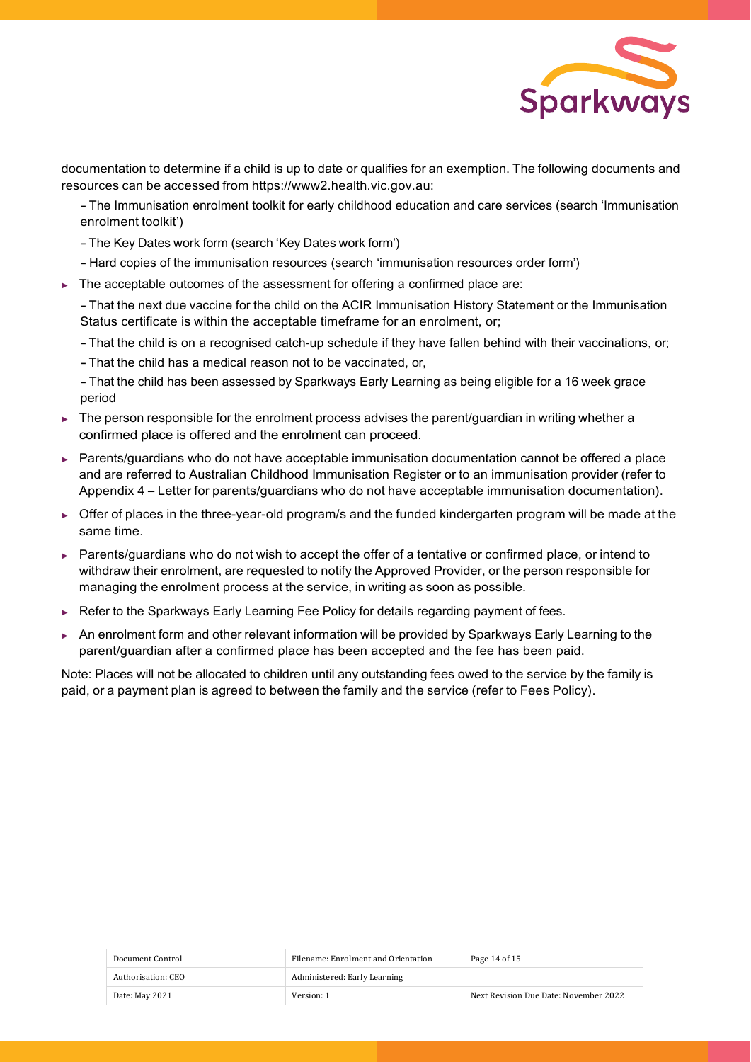documentation to determine if a child is up to date or qualifies for an exemption. The following documents and resources can be accessed from https://www2.health.vic.gov.au:

  - The Immunisation enrolment toolkit for early childhood education and care services (search 'Immunisation enrolment toolkit')
  - The Key Dates work form (search 'Key Dates work form')
  - Hard copies of the immunisation resources (search 'immunisation resources order form')

- The acceptable outcomes of the assessment for offering a confirmed place are:
  - That the next due vaccine for the child on the ACIR Immunisation History Statement or the Immunisation Status certificate is within the acceptable timeframe for an enrolment, or;
  - That the child is on a recognised catch-up schedule if they have fallen behind with their vaccinations, or;
  - That the child has a medical reason not to be vaccinated, or,
  - That the child has been assessed by Sparkways Early Learning as being eligible for a 16 week grace period
- The person responsible for the enrolment process advises the parent/guardian in writing whether a confirmed place is offered and the enrolment can proceed.
- Parents/guardians who do not have acceptable immunisation documentation cannot be offered a place and are referred to Australian Childhood Immunisation Register or to an immunisation provider (refer to Appendix 4 – Letter for parents/guardians who do not have acceptable immunisation documentation).
- Offer of places in the three-year-old program/s and the funded kindergarten program will be made at the same time.
- Parents/guardians who do not wish to accept the offer of a tentative or confirmed place, or intend to withdraw their enrolment, are requested to notify the Approved Provider, or the person responsible for managing the enrolment process at the service, in writing as soon as possible.
- Refer to the Sparkways Early Learning Fee Policy for details regarding payment of fees.
- An enrolment form and other relevant information will be provided by Sparkways Early Learning to the parent/guardian after a confirmed place has been accepted and the fee has been paid.

Note: Places will not be allocated to children until any outstanding fees owed to the service by the family is paid, or a payment plan is agreed to between the family and the service (refer to Fees Policy).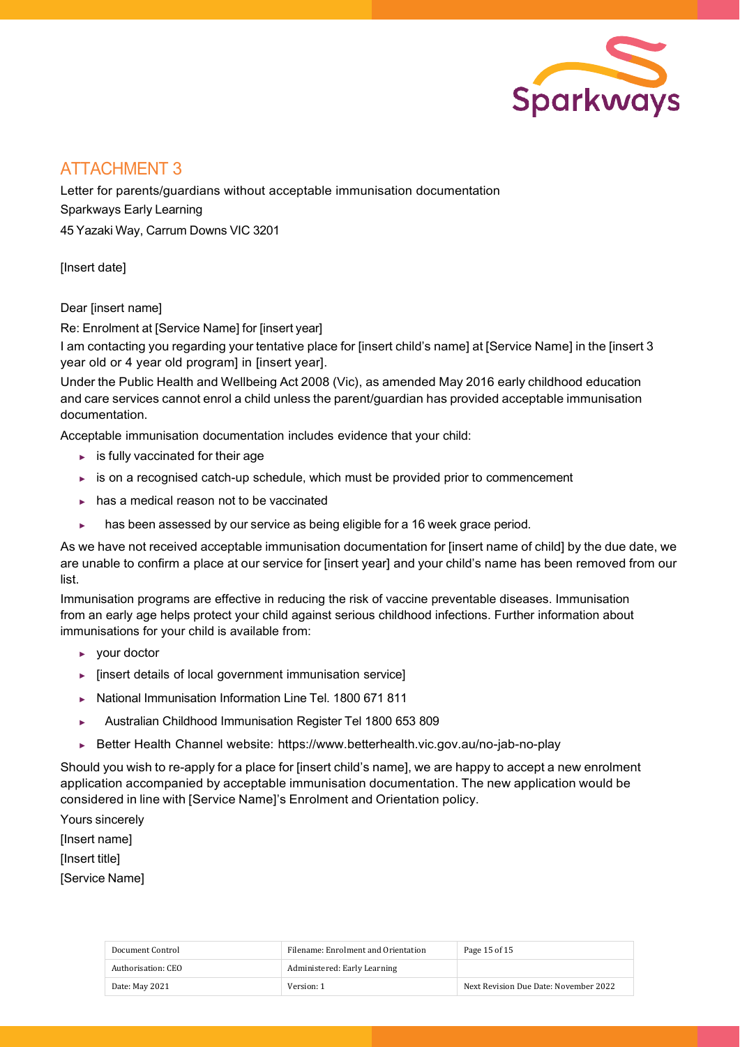## ATTACHMENT 3

Letter for parents/guardians without acceptable immunisation documentation

Sparkways Early Learning

45 Yazaki Way, Carrum Downs VIC 3201

[Insert date]

Dear [insert name]

Re: Enrolment at [Service Name] for [insert year]

I am contacting you regarding your tentative place for [insert child's name] at [Service Name] in the [insert 3 year old or 4 year old program] in [insert year].

Under the Public Health and Wellbeing Act 2008 (Vic), as amended May 2016 early childhood education and care services cannot enrol a child unless the parent/guardian has provided acceptable immunisation documentation.

Acceptable immunisation documentation includes evidence that your child:

- is fully vaccinated for their age
- is on a recognised catch-up schedule, which must be provided prior to commencement
- has a medical reason not to be vaccinated
- has been assessed by our service as being eligible for a 16 week grace period.

As we have not received acceptable immunisation documentation for [insert name of child] by the due date, we are unable to confirm a place at our service for [insert year] and your child's name has been removed from our list.

Immunisation programs are effective in reducing the risk of vaccine preventable diseases. Immunisation from an early age helps protect your child against serious childhood infections. Further information about immunisations for your child is available from:

- your doctor
- [insert details of local government immunisation service]
- National Immunisation Information Line Tel. 1800 671 811
- Australian Childhood Immunisation Register Tel 1800 653 809
- Better Health Channel website: https://www.betterhealth.vic.gov.au/no-jab-no-play

Should you wish to re-apply for a place for [insert child's name], we are happy to accept a new enrolment application accompanied by acceptable immunisation documentation. The new application would be considered in line with [Service Name]'s Enrolment and Orientation policy.

Yours sincerely

[Insert name]

[Insert title]

[Service Name]

| Document Control | Filename: Enrolment and Orientation | Page 15 of 15 |
|---|---|---|
| Authorisation: CEO | Administered: Early Learning | |
| Date: May 2021 | Version: 1 | Next Revision Due Date: November 2022 |